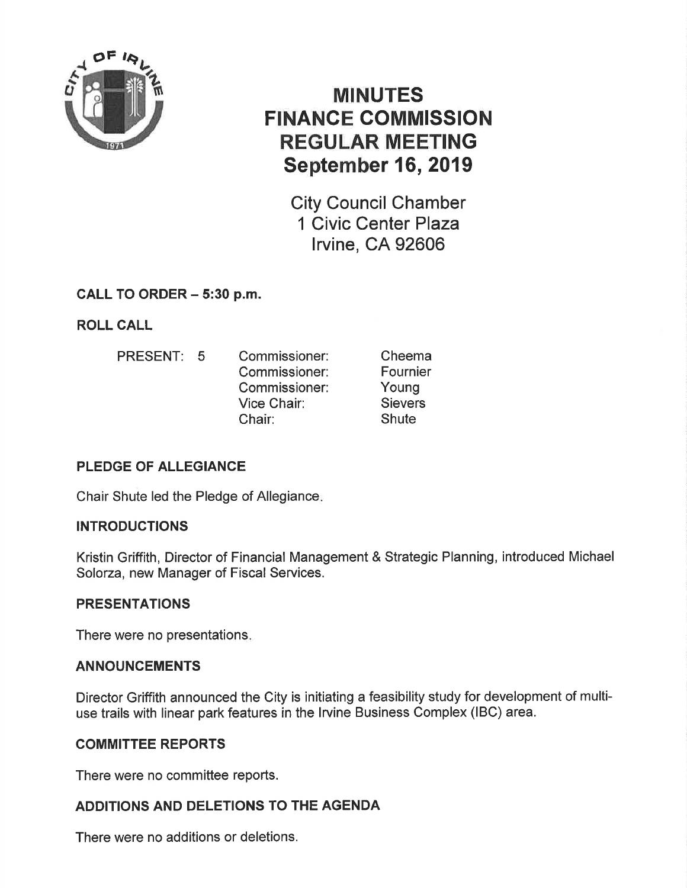# MINUTES
# FINANCE COMMISSION
# REGULAR MEETING
# September 16, 2019

City Council Chamber
1 Civic Center Plaza
Irvine, CA 92606

## CALL TO ORDER – 5:30 p.m.

## ROLL CALL

| PRESENT: 5 | | |
|---|---|---|
| | Commissioner: | Cheema |
| | Commissioner: | Fournier |
| | Commissioner: | Young |
| | Vice Chair: | Sievers |
| | Chair: | Shute |

## PLEDGE OF ALLEGIANCE

Chair Shute led the Pledge of Allegiance.

## INTRODUCTIONS

Kristin Griffith, Director of Financial Management & Strategic Planning, introduced Michael Solorza, new Manager of Fiscal Services.

## PRESENTATIONS

There were no presentations.

## ANNOUNCEMENTS

Director Griffith announced the City is initiating a feasibility study for development of multi-use trails with linear park features in the Irvine Business Complex (IBC) area.

## COMMITTEE REPORTS

There were no committee reports.

## ADDITIONS AND DELETIONS TO THE AGENDA

There were no additions or deletions.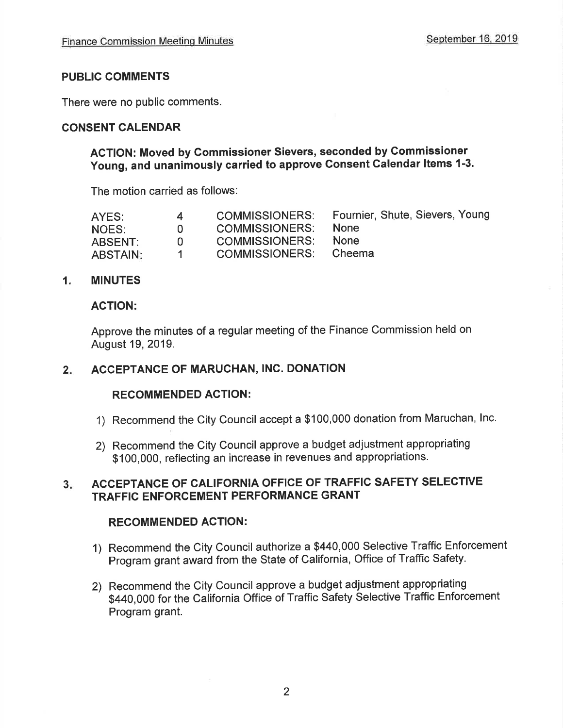## PUBLIC COMMENTS

There were no public comments.

## CONSENT CALENDAR

**ACTION: Moved by Commissioner Sievers, seconded by Commissioner Young, and unanimously carried to approve Consent Calendar Items 1-3.**

The motion carried as follows:

| | | | |
|---|---|---|---|
| AYES: | 4 | COMMISSIONERS: | Fournier, Shute, Sievers, Young |
| NOES: | 0 | COMMISSIONERS: | None |
| ABSENT: | 0 | COMMISSIONERS: | None |
| ABSTAIN: | 1 | COMMISSIONERS: | Cheema |

### 1. MINUTES

**ACTION:**

Approve the minutes of a regular meeting of the Finance Commission held on August 19, 2019.

### 2. ACCEPTANCE OF MARUCHAN, INC. DONATION

**RECOMMENDED ACTION:**

1) Recommend the City Council accept a $100,000 donation from Maruchan, Inc.

2) Recommend the City Council approve a budget adjustment appropriating $100,000, reflecting an increase in revenues and appropriations.

### 3. ACCEPTANCE OF CALIFORNIA OFFICE OF TRAFFIC SAFETY SELECTIVE TRAFFIC ENFORCEMENT PERFORMANCE GRANT

**RECOMMENDED ACTION:**

1) Recommend the City Council authorize a $440,000 Selective Traffic Enforcement Program grant award from the State of California, Office of Traffic Safety.

2) Recommend the City Council approve a budget adjustment appropriating $440,000 for the California Office of Traffic Safety Selective Traffic Enforcement Program grant.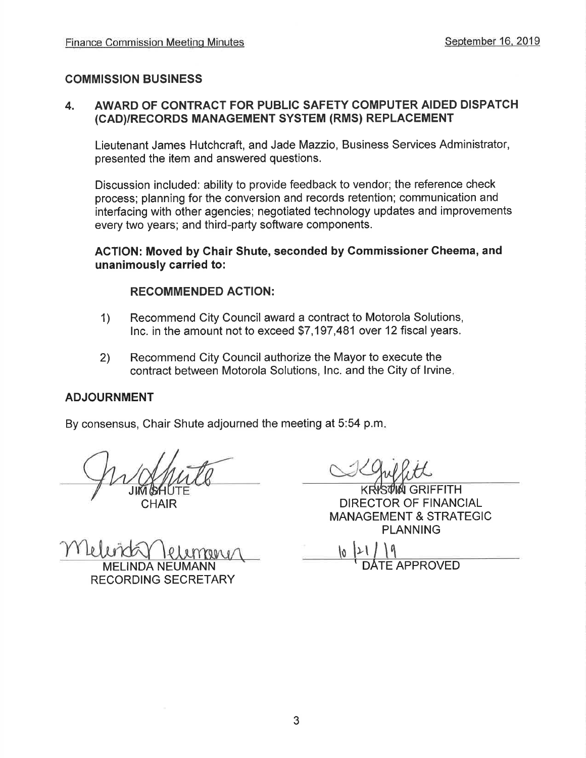## COMMISSION BUSINESS

### 4. AWARD OF CONTRACT FOR PUBLIC SAFETY COMPUTER AIDED DISPATCH (CAD)/RECORDS MANAGEMENT SYSTEM (RMS) REPLACEMENT

Lieutenant James Hutchcraft, and Jade Mazzio, Business Services Administrator, presented the item and answered questions.

Discussion included: ability to provide feedback to vendor; the reference check process; planning for the conversion and records retention; communication and interfacing with other agencies; negotiated technology updates and improvements every two years; and third-party software components.

**ACTION: Moved by Chair Shute, seconded by Commissioner Cheema, and unanimously carried to:**

**RECOMMENDED ACTION:**

1) Recommend City Council award a contract to Motorola Solutions, Inc. in the amount not to exceed $7,197,481 over 12 fiscal years.

2) Recommend City Council authorize the Mayor to execute the contract between Motorola Solutions, Inc. and the City of Irvine.

## ADJOURNMENT

By consensus, Chair Shute adjourned the meeting at 5:54 p.m.

JIM SHUTE
CHAIR

KRISTIN GRIFFITH
DIRECTOR OF FINANCIAL MANAGEMENT & STRATEGIC PLANNING

MELINDA NEUMANN
RECORDING SECRETARY

10/21/19
DATE APPROVED